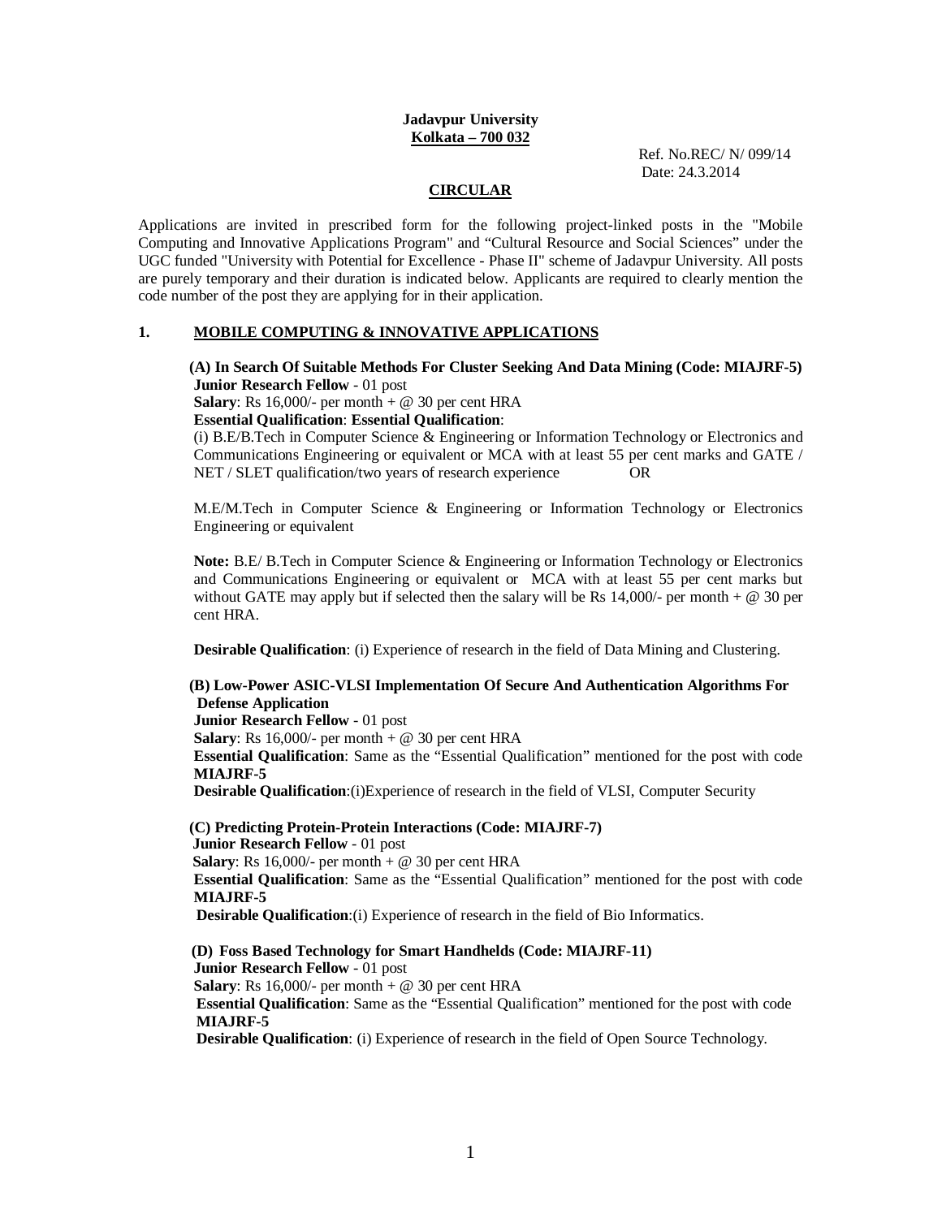**Jadavpur University**
**Kolkata – 700 032**

Ref. No.REC/ N/ 099/14
Date: 24.3.2014

**CIRCULAR**

Applications are invited in prescribed form for the following project-linked posts in the "Mobile Computing and Innovative Applications Program" and "Cultural Resource and Social Sciences" under the UGC funded "University with Potential for Excellence - Phase II" scheme of Jadavpur University. All posts are purely temporary and their duration is indicated below. Applicants are required to clearly mention the code number of the post they are applying for in their application.

## 1. MOBILE COMPUTING & INNOVATIVE APPLICATIONS

**(A) In Search Of Suitable Methods For Cluster Seeking And Data Mining (Code: MIAJRF-5)**
**Junior Research Fellow** - 01 post
**Salary**: Rs 16,000/- per month + @ 30 per cent HRA
**Essential Qualification**: **Essential Qualification**:
(i) B.E/B.Tech in Computer Science & Engineering or Information Technology or Electronics and Communications Engineering or equivalent or MCA with at least 55 per cent marks and GATE / NET / SLET qualification/two years of research experience OR

M.E/M.Tech in Computer Science & Engineering or Information Technology or Electronics Engineering or equivalent

**Note:** B.E/ B.Tech in Computer Science & Engineering or Information Technology or Electronics and Communications Engineering or equivalent or MCA with at least 55 per cent marks but without GATE may apply but if selected then the salary will be Rs 14,000/- per month + @ 30 per cent HRA.

**Desirable Qualification**: (i) Experience of research in the field of Data Mining and Clustering.

**(B) Low-Power ASIC-VLSI Implementation Of Secure And Authentication Algorithms For Defense Application**
**Junior Research Fellow** - 01 post
**Salary**: Rs 16,000/- per month + @ 30 per cent HRA
**Essential Qualification**: Same as the "Essential Qualification" mentioned for the post with code **MIAJRF-5**
**Desirable Qualification**:(i)Experience of research in the field of VLSI, Computer Security

**(C) Predicting Protein-Protein Interactions (Code: MIAJRF-7)**
**Junior Research Fellow** - 01 post
**Salary**: Rs 16,000/- per month + @ 30 per cent HRA
**Essential Qualification**: Same as the "Essential Qualification" mentioned for the post with code **MIAJRF-5**
**Desirable Qualification**:(i) Experience of research in the field of Bio Informatics.

**(D) Foss Based Technology for Smart Handhelds (Code: MIAJRF-11)**
**Junior Research Fellow** - 01 post
**Salary**: Rs 16,000/- per month + @ 30 per cent HRA
**Essential Qualification**: Same as the "Essential Qualification" mentioned for the post with code **MIAJRF-5**
**Desirable Qualification**: (i) Experience of research in the field of Open Source Technology.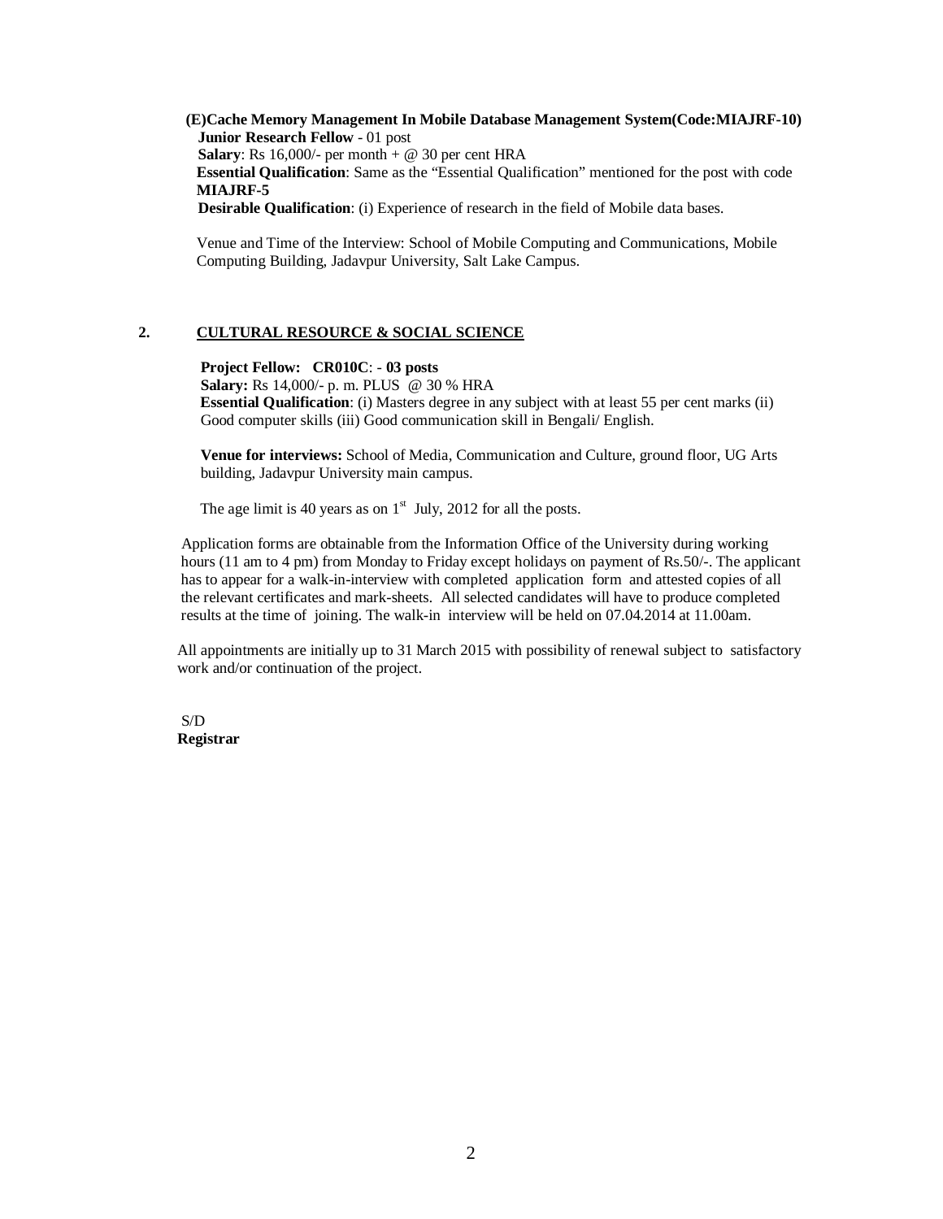**(E)Cache Memory Management In Mobile Database Management System(Code:MIAJRF-10)**
**Junior Research Fellow** - 01 post
**Salary**: Rs 16,000/- per month + @ 30 per cent HRA
**Essential Qualification**: Same as the "Essential Qualification" mentioned for the post with code **MIAJRF-5**
**Desirable Qualification**: (i) Experience of research in the field of Mobile data bases.

Venue and Time of the Interview: School of Mobile Computing and Communications, Mobile Computing Building, Jadavpur University, Salt Lake Campus.

## 2. CULTURAL RESOURCE & SOCIAL SCIENCE

**Project Fellow: CR010C**: - **03 posts**
**Salary:** Rs 14,000/- p. m. PLUS @ 30 % HRA
**Essential Qualification**: (i) Masters degree in any subject with at least 55 per cent marks (ii) Good computer skills (iii) Good communication skill in Bengali/ English.

**Venue for interviews:** School of Media, Communication and Culture, ground floor, UG Arts building, Jadavpur University main campus.

The age limit is 40 years as on 1st July, 2012 for all the posts.

Application forms are obtainable from the Information Office of the University during working hours (11 am to 4 pm) from Monday to Friday except holidays on payment of Rs.50/-. The applicant has to appear for a walk-in-interview with completed application form and attested copies of all the relevant certificates and mark-sheets. All selected candidates will have to produce completed results at the time of joining. The walk-in interview will be held on 07.04.2014 at 11.00am.

All appointments are initially up to 31 March 2015 with possibility of renewal subject to satisfactory work and/or continuation of the project.

S/D
**Registrar**